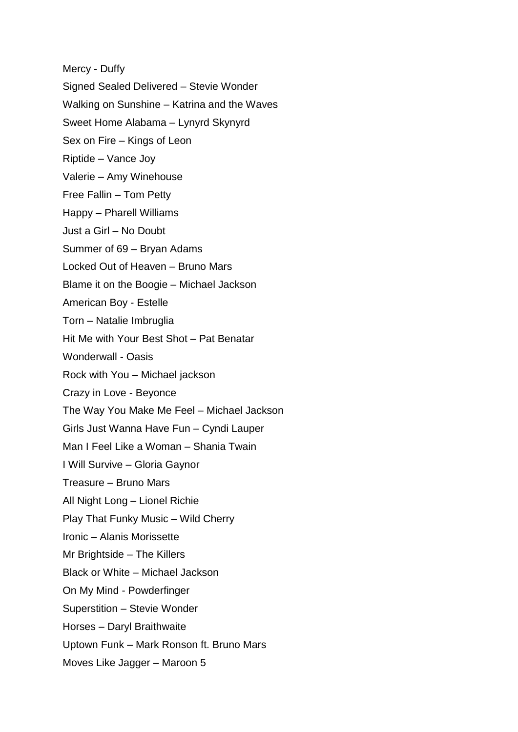Mercy - Duffy

Signed Sealed Delivered – Stevie Wonder

Walking on Sunshine – Katrina and the Waves

Sweet Home Alabama – Lynyrd Skynyrd

Sex on Fire – Kings of Leon

Riptide – Vance Joy

Valerie – Amy Winehouse

Free Fallin – Tom Petty

Happy – Pharell Williams

Just a Girl – No Doubt

Summer of 69 – Bryan Adams

Locked Out of Heaven – Bruno Mars

Blame it on the Boogie – Michael Jackson

American Boy - Estelle

Torn – Natalie Imbruglia

Hit Me with Your Best Shot – Pat Benatar

Wonderwall - Oasis

Rock with You – Michael jackson

Crazy in Love - Beyonce

The Way You Make Me Feel – Michael Jackson

Girls Just Wanna Have Fun – Cyndi Lauper

Man I Feel Like a Woman – Shania Twain

I Will Survive – Gloria Gaynor

Treasure – Bruno Mars

All Night Long – Lionel Richie

Play That Funky Music – Wild Cherry

Ironic – Alanis Morissette

Mr Brightside – The Killers

Black or White – Michael Jackson

On My Mind - Powderfinger

Superstition – Stevie Wonder

Horses – Daryl Braithwaite

Uptown Funk – Mark Ronson ft. Bruno Mars

Moves Like Jagger – Maroon 5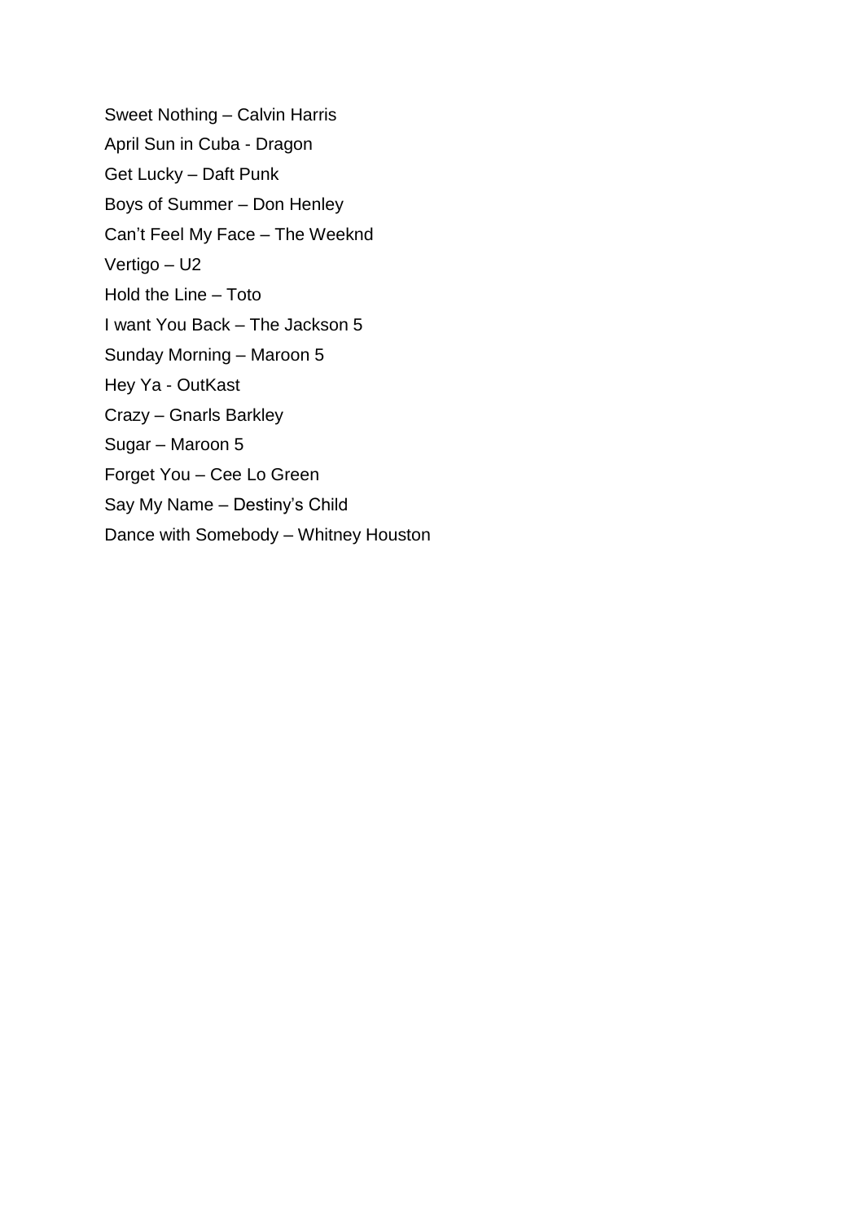Sweet Nothing – Calvin Harris

April Sun in Cuba - Dragon

Get Lucky – Daft Punk

Boys of Summer – Don Henley

Can't Feel My Face – The Weeknd

Vertigo – U2

Hold the Line – Toto

I want You Back – The Jackson 5

Sunday Morning – Maroon 5

Hey Ya - OutKast

Crazy – Gnarls Barkley

Sugar – Maroon 5

Forget You – Cee Lo Green

Say My Name – Destiny's Child

Dance with Somebody – Whitney Houston